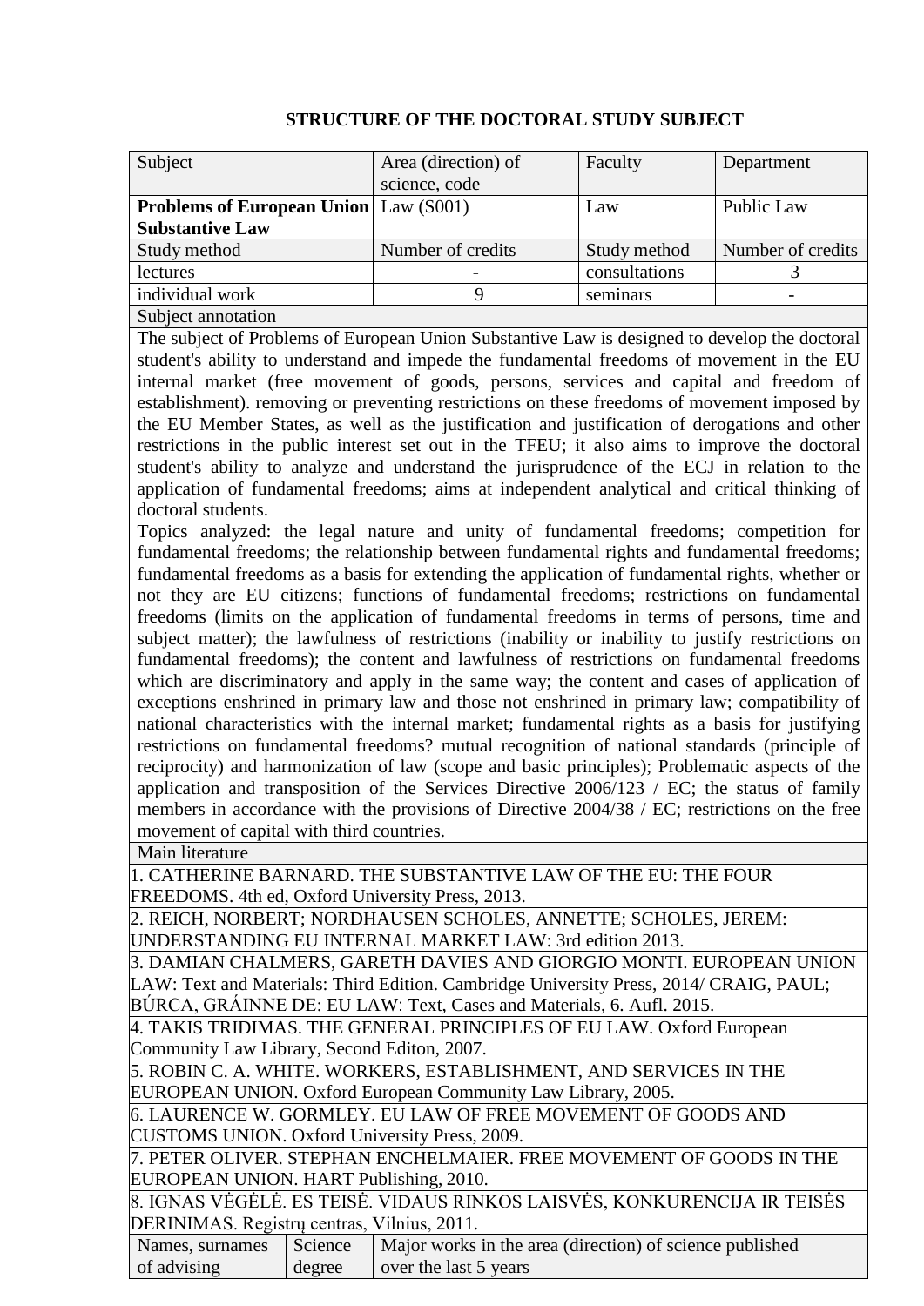## STRUCTURE OF THE DOCTORAL STUDY SUBJECT

| Subject | Area (direction) of science, code | Faculty | Department |
|---|---|---|---|
| **Problems of European Union Substantive Law** | Law (S001) | Law | Public Law |
| Study method | Number of credits | Study method | Number of credits |
| lectures | - | consultations | 3 |
| individual work | 9 | seminars | - |

**Subject annotation**

The subject of Problems of European Union Substantive Law is designed to develop the doctoral student's ability to understand and impede the fundamental freedoms of movement in the EU internal market (free movement of goods, persons, services and capital and freedom of establishment). removing or preventing restrictions on these freedoms of movement imposed by the EU Member States, as well as the justification and justification of derogations and other restrictions in the public interest set out in the TFEU; it also aims to improve the doctoral student's ability to analyze and understand the jurisprudence of the ECJ in relation to the application of fundamental freedoms; aims at independent analytical and critical thinking of doctoral students.

Topics analyzed: the legal nature and unity of fundamental freedoms; competition for fundamental freedoms; the relationship between fundamental rights and fundamental freedoms; fundamental freedoms as a basis for extending the application of fundamental rights, whether or not they are EU citizens; functions of fundamental freedoms; restrictions on fundamental freedoms (limits on the application of fundamental freedoms in terms of persons, time and subject matter); the lawfulness of restrictions (inability or inability to justify restrictions on fundamental freedoms); the content and lawfulness of restrictions on fundamental freedoms which are discriminatory and apply in the same way; the content and cases of application of exceptions enshrined in primary law and those not enshrined in primary law; compatibility of national characteristics with the internal market; fundamental rights as a basis for justifying restrictions on fundamental freedoms? mutual recognition of national standards (principle of reciprocity) and harmonization of law (scope and basic principles); Problematic aspects of the application and transposition of the Services Directive 2006/123 / EC; the status of family members in accordance with the provisions of Directive 2004/38 / EC; restrictions on the free movement of capital with third countries.

**Main literature**

1. CATHERINE BARNARD. THE SUBSTANTIVE LAW OF THE EU: THE FOUR FREEDOMS. 4th ed, Oxford University Press, 2013.
2. REICH, NORBERT; NORDHAUSEN SCHOLES, ANNETTE; SCHOLES, JEREM: UNDERSTANDING EU INTERNAL MARKET LAW: 3rd edition 2013.
3. DAMIAN CHALMERS, GARETH DAVIES AND GIORGIO MONTI. EUROPEAN UNION LAW: Text and Materials: Third Edition. Cambridge University Press, 2014/ CRAIG, PAUL; BÚRCA, GRÁINNE DE: EU LAW: Text, Cases and Materials, 6. Aufl. 2015.
4. TAKIS TRIDIMAS. THE GENERAL PRINCIPLES OF EU LAW. Oxford European Community Law Library, Second Editon, 2007.
5. ROBIN C. A. WHITE. WORKERS, ESTABLISHMENT, AND SERVICES IN THE EUROPEAN UNION. Oxford European Community Law Library, 2005.
6. LAURENCE W. GORMLEY. EU LAW OF FREE MOVEMENT OF GOODS AND CUSTOMS UNION. Oxford University Press, 2009.
7. PETER OLIVER. STEPHAN ENCHELMAIER. FREE MOVEMENT OF GOODS IN THE EUROPEAN UNION. HART Publishing, 2010.
8. IGNAS VĖGĖLĖ. ES TEISĖ. VIDAUS RINKOS LAISVĖS, KONKURENCIJA IR TEISĖS DERINIMAS. Registrų centras, Vilnius, 2011.

| Names, surnames of advising | Science degree | Major works in the area (direction) of science published over the last 5 years |
|---|---|---|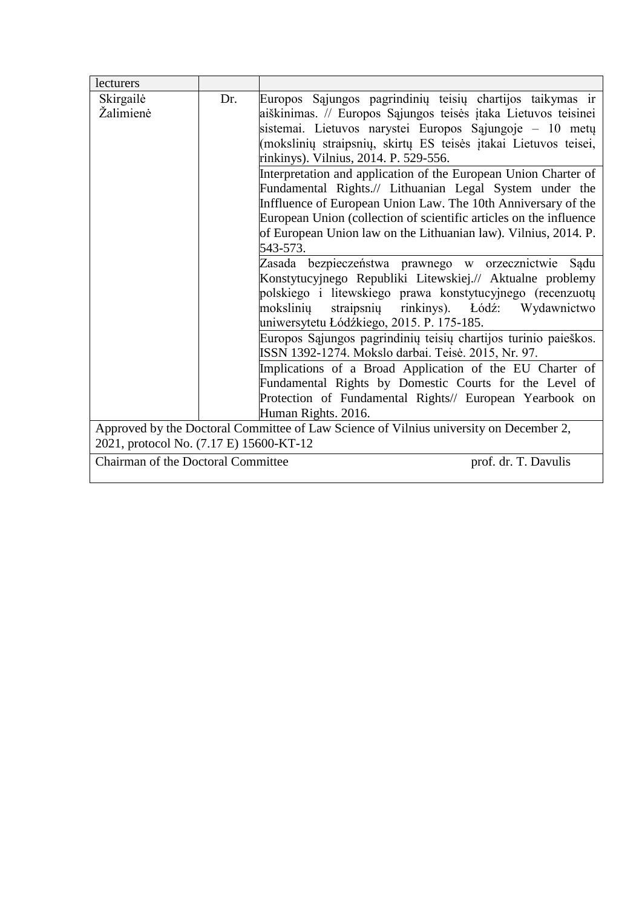| | | |
|---|---|---|
| lecturers | | |
| Skirgailė Žalimienė | Dr. | Europos Sąjungos pagrindinių teisių chartijos taikymas ir aiškinimas. // Europos Sąjungos teisės įtaka Lietuvos teisinei sistemai. Lietuvos narystei Europos Sąjungoje – 10 metų (mokslinių straipsnių, skirtų ES teisės įtakai Lietuvos teisei, rinkinys). Vilnius, 2014. P. 529-556. |
| | | Interpretation and application of the European Union Charter of Fundamental Rights.// Lithuanian Legal System under the Inffluence of European Union Law. The 10th Anniversary of the European Union (collection of scientific articles on the influence of European Union law on the Lithuanian law). Vilnius, 2014. P. 543-573. |
| | | Zasada bezpieczeństwa prawnego w orzecznictwie Sądu Konstytucyjnego Republiki Litewskiej.// Aktualne problemy polskiego i litewskiego prawa konstytucyjnego (recenzuotų mokslinių straipsnių rinkinys). Łódź: Wydawnictwo uniwersytetu Łódźkiego, 2015. P. 175-185. |
| | | Europos Sąjungos pagrindinių teisių chartijos turinio paieškos. ISSN 1392-1274. Mokslo darbai. Teisė. 2015, Nr. 97. |
| | | Implications of a Broad Application of the EU Charter of Fundamental Rights by Domestic Courts for the Level of Protection of Fundamental Rights// European Yearbook on Human Rights. 2016. |
| Approved by the Doctoral Committee of Law Science of Vilnius university on December 2, 2021, protocol No. (7.17 E) 15600-KT-12 | | |
| Chairman of the Doctoral Committee | | prof. dr. T. Davulis |